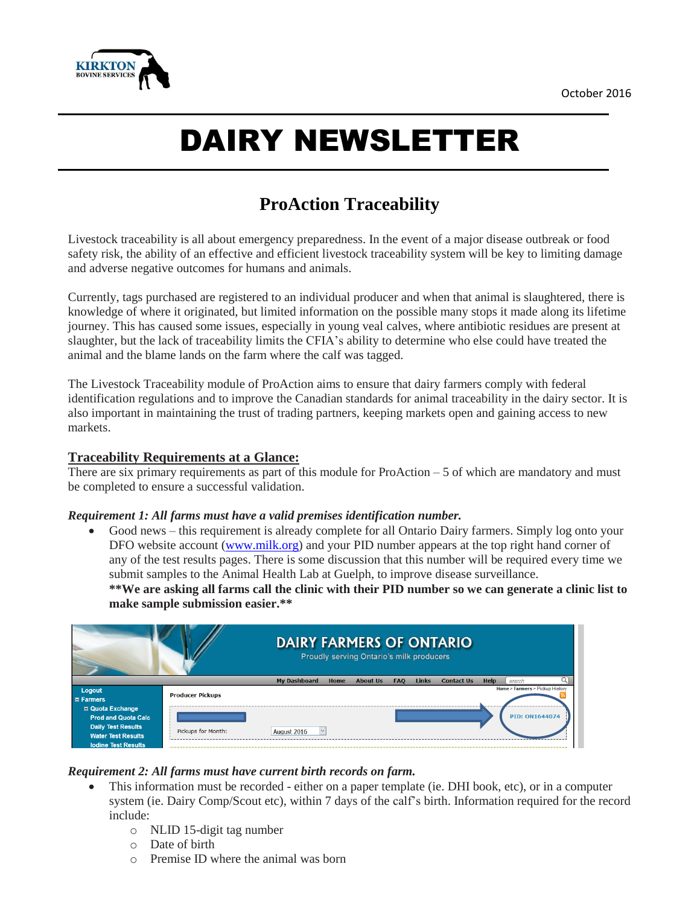KIRKTON BOVINE SERVICES

October 2016

# DAIRY NEWSLETTER

## ProAction Traceability

Livestock traceability is all about emergency preparedness. In the event of a major disease outbreak or food safety risk, the ability of an effective and efficient livestock traceability system will be key to limiting damage and adverse negative outcomes for humans and animals.

Currently, tags purchased are registered to an individual producer and when that animal is slaughtered, there is knowledge of where it originated, but limited information on the possible many stops it made along its lifetime journey. This has caused some issues, especially in young veal calves, where antibiotic residues are present at slaughter, but the lack of traceability limits the CFIA's ability to determine who else could have treated the animal and the blame lands on the farm where the calf was tagged.

The Livestock Traceability module of ProAction aims to ensure that dairy farmers comply with federal identification regulations and to improve the Canadian standards for animal traceability in the dairy sector. It is also important in maintaining the trust of trading partners, keeping markets open and gaining access to new markets.

### Traceability Requirements at a Glance:

There are six primary requirements as part of this module for ProAction – 5 of which are mandatory and must be completed to ensure a successful validation.

***Requirement 1: All farms must have a valid premises identification number.***

- Good news – this requirement is already complete for all Ontario Dairy farmers. Simply log onto your DFO website account (www.milk.org) and your PID number appears at the top right hand corner of any of the test results pages. There is some discussion that this number will be required every time we submit samples to the Animal Health Lab at Guelph, to improve disease surveillance.
  **\*\*We are asking all farms call the clinic with their PID number so we can generate a clinic list to make sample submission easier.\*\***

***Requirement 2: All farms must have current birth records on farm.***

- This information must be recorded - either on a paper template (ie. DHI book, etc), or in a computer system (ie. Dairy Comp/Scout etc), within 7 days of the calf's birth. Information required for the record include:
  - NLID 15-digit tag number
  - Date of birth
  - Premise ID where the animal was born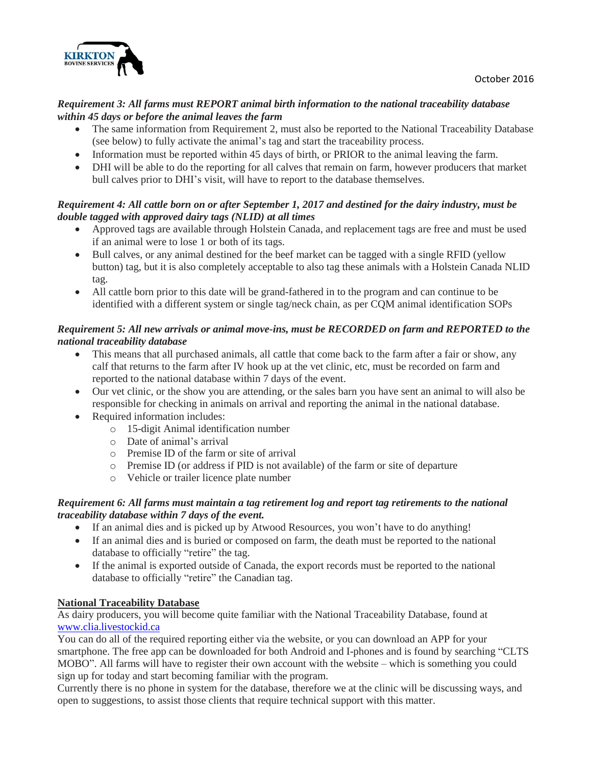*Requirement 3: All farms must REPORT animal birth information to the national traceability database within 45 days or before the animal leaves the farm*

- The same information from Requirement 2, must also be reported to the National Traceability Database (see below) to fully activate the animal's tag and start the traceability process.
- Information must be reported within 45 days of birth, or PRIOR to the animal leaving the farm.
- DHI will be able to do the reporting for all calves that remain on farm, however producers that market bull calves prior to DHI's visit, will have to report to the database themselves.

*Requirement 4: All cattle born on or after September 1, 2017 and destined for the dairy industry, must be double tagged with approved dairy tags (NLID) at all times*

- Approved tags are available through Holstein Canada, and replacement tags are free and must be used if an animal were to lose 1 or both of its tags.
- Bull calves, or any animal destined for the beef market can be tagged with a single RFID (yellow button) tag, but it is also completely acceptable to also tag these animals with a Holstein Canada NLID tag.
- All cattle born prior to this date will be grand-fathered in to the program and can continue to be identified with a different system or single tag/neck chain, as per CQM animal identification SOPs

*Requirement 5: All new arrivals or animal move-ins, must be RECORDED on farm and REPORTED to the national traceability database*

- This means that all purchased animals, all cattle that come back to the farm after a fair or show, any calf that returns to the farm after IV hook up at the vet clinic, etc, must be recorded on farm and reported to the national database within 7 days of the event.
- Our vet clinic, or the show you are attending, or the sales barn you have sent an animal to will also be responsible for checking in animals on arrival and reporting the animal in the national database.
- Required information includes:
  - 15-digit Animal identification number
  - Date of animal's arrival
  - Premise ID of the farm or site of arrival
  - Premise ID (or address if PID is not available) of the farm or site of departure
  - Vehicle or trailer licence plate number

*Requirement 6: All farms must maintain a tag retirement log and report tag retirements to the national traceability database within 7 days of the event.*

- If an animal dies and is picked up by Atwood Resources, you won't have to do anything!
- If an animal dies and is buried or composed on farm, the death must be reported to the national database to officially "retire" the tag.
- If the animal is exported outside of Canada, the export records must be reported to the national database to officially "retire" the Canadian tag.

**National Traceability Database**

As dairy producers, you will become quite familiar with the National Traceability Database, found at www.clia.livestockid.ca

You can do all of the required reporting either via the website, or you can download an APP for your smartphone. The free app can be downloaded for both Android and I-phones and is found by searching "CLTS MOBO". All farms will have to register their own account with the website – which is something you could sign up for today and start becoming familiar with the program.

Currently there is no phone in system for the database, therefore we at the clinic will be discussing ways, and open to suggestions, to assist those clients that require technical support with this matter.